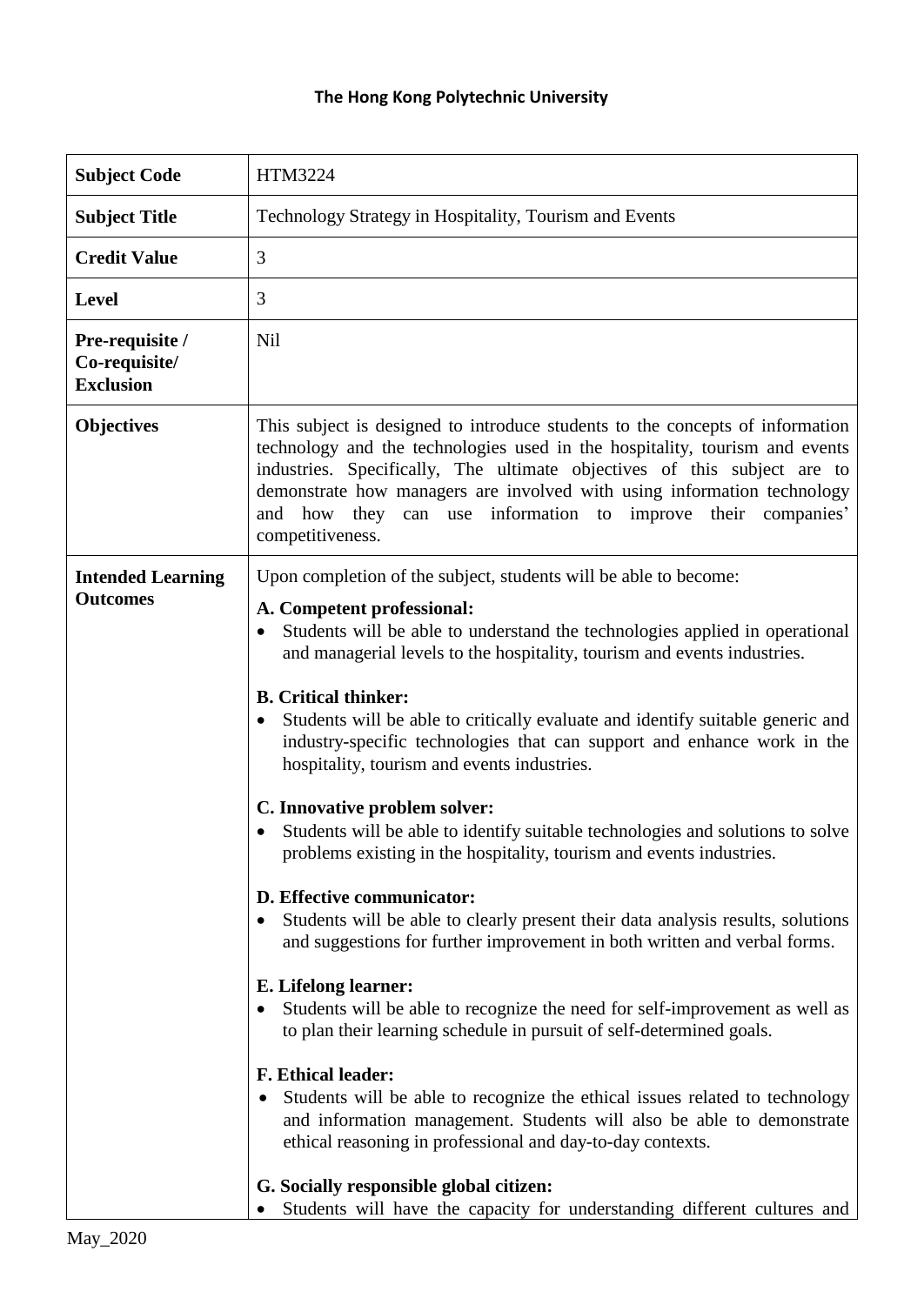# The Hong Kong Polytechnic University

| | |
|---|---|
| **Subject Code** | HTM3224 |
| **Subject Title** | Technology Strategy in Hospitality, Tourism and Events |
| **Credit Value** | 3 |
| **Level** | 3 |
| **Pre-requisite / Co-requisite/ Exclusion** | Nil |
| **Objectives** | This subject is designed to introduce students to the concepts of information technology and the technologies used in the hospitality, tourism and events industries. Specifically, The ultimate objectives of this subject are to demonstrate how managers are involved with using information technology and how they can use information to improve their companies' competitiveness. |
| **Intended Learning Outcomes** | Upon completion of the subject, students will be able to become:<br><br>**A. Competent professional:**<br>• Students will be able to understand the technologies applied in operational and managerial levels to the hospitality, tourism and events industries.<br><br>**B. Critical thinker:**<br>• Students will be able to critically evaluate and identify suitable generic and industry-specific technologies that can support and enhance work in the hospitality, tourism and events industries.<br><br>**C. Innovative problem solver:**<br>• Students will be able to identify suitable technologies and solutions to solve problems existing in the hospitality, tourism and events industries.<br><br>**D. Effective communicator:**<br>• Students will be able to clearly present their data analysis results, solutions and suggestions for further improvement in both written and verbal forms.<br><br>**E. Lifelong learner:**<br>• Students will be able to recognize the need for self-improvement as well as to plan their learning schedule in pursuit of self-determined goals.<br><br>**F. Ethical leader:**<br>• Students will be able to recognize the ethical issues related to technology and information management. Students will also be able to demonstrate ethical reasoning in professional and day-to-day contexts.<br><br>**G. Socially responsible global citizen:**<br>• Students will have the capacity for understanding different cultures and |

May_2020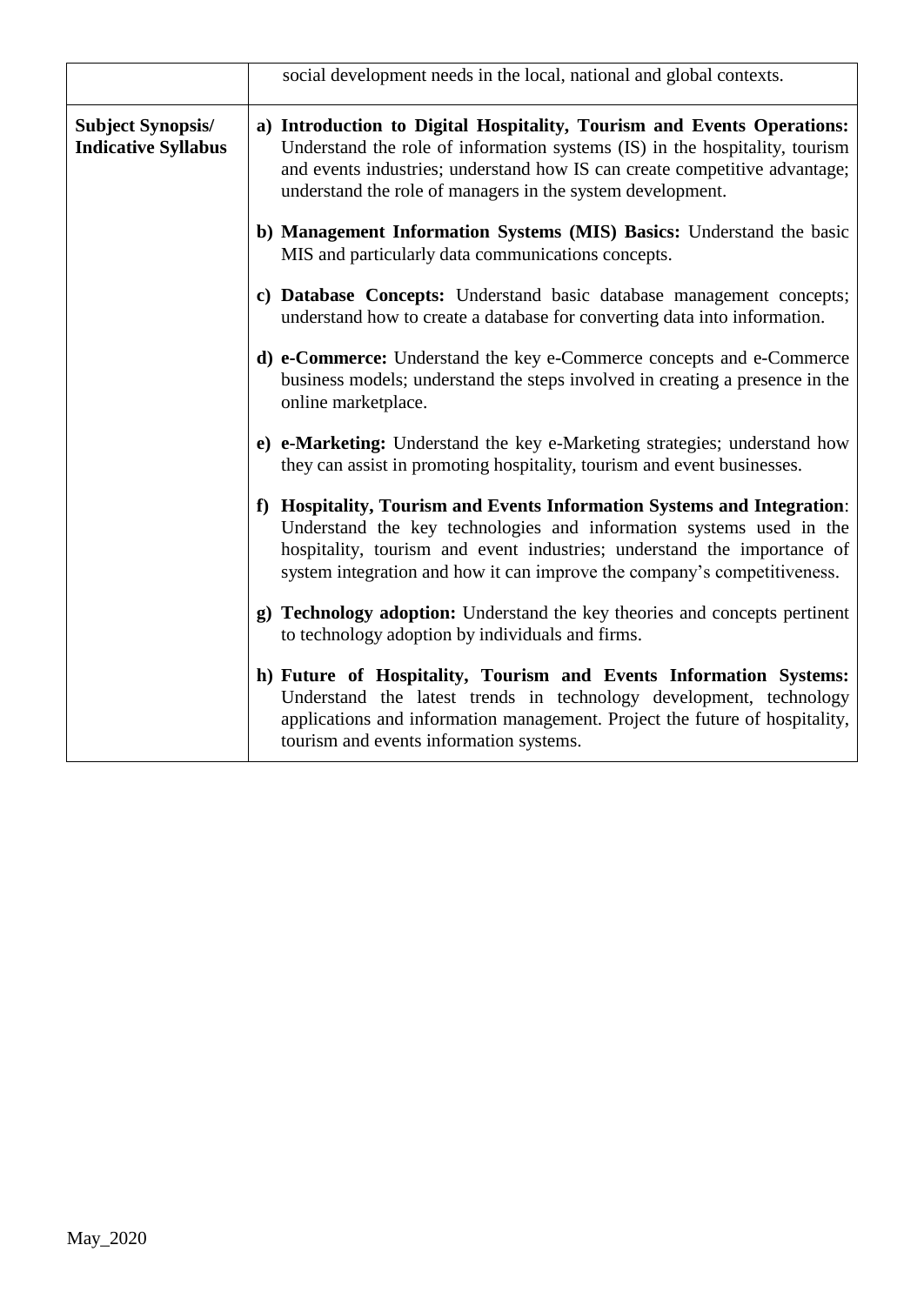| | |
|---|---|
| | social development needs in the local, national and global contexts. |
| **Subject Synopsis/ Indicative Syllabus** | a) **Introduction to Digital Hospitality, Tourism and Events Operations:** Understand the role of information systems (IS) in the hospitality, tourism and events industries; understand how IS can create competitive advantage; understand the role of managers in the system development.<br><br>b) **Management Information Systems (MIS) Basics:** Understand the basic MIS and particularly data communications concepts.<br><br>c) **Database Concepts:** Understand basic database management concepts; understand how to create a database for converting data into information.<br><br>d) **e-Commerce:** Understand the key e-Commerce concepts and e-Commerce business models; understand the steps involved in creating a presence in the online marketplace.<br><br>e) **e-Marketing:** Understand the key e-Marketing strategies; understand how they can assist in promoting hospitality, tourism and event businesses.<br><br>f) **Hospitality, Tourism and Events Information Systems and Integration**: Understand the key technologies and information systems used in the hospitality, tourism and event industries; understand the importance of system integration and how it can improve the company's competitiveness.<br><br>g) **Technology adoption:** Understand the key theories and concepts pertinent to technology adoption by individuals and firms.<br><br>h) **Future of Hospitality, Tourism and Events Information Systems:** Understand the latest trends in technology development, technology applications and information management. Project the future of hospitality, tourism and events information systems. |

May_2020